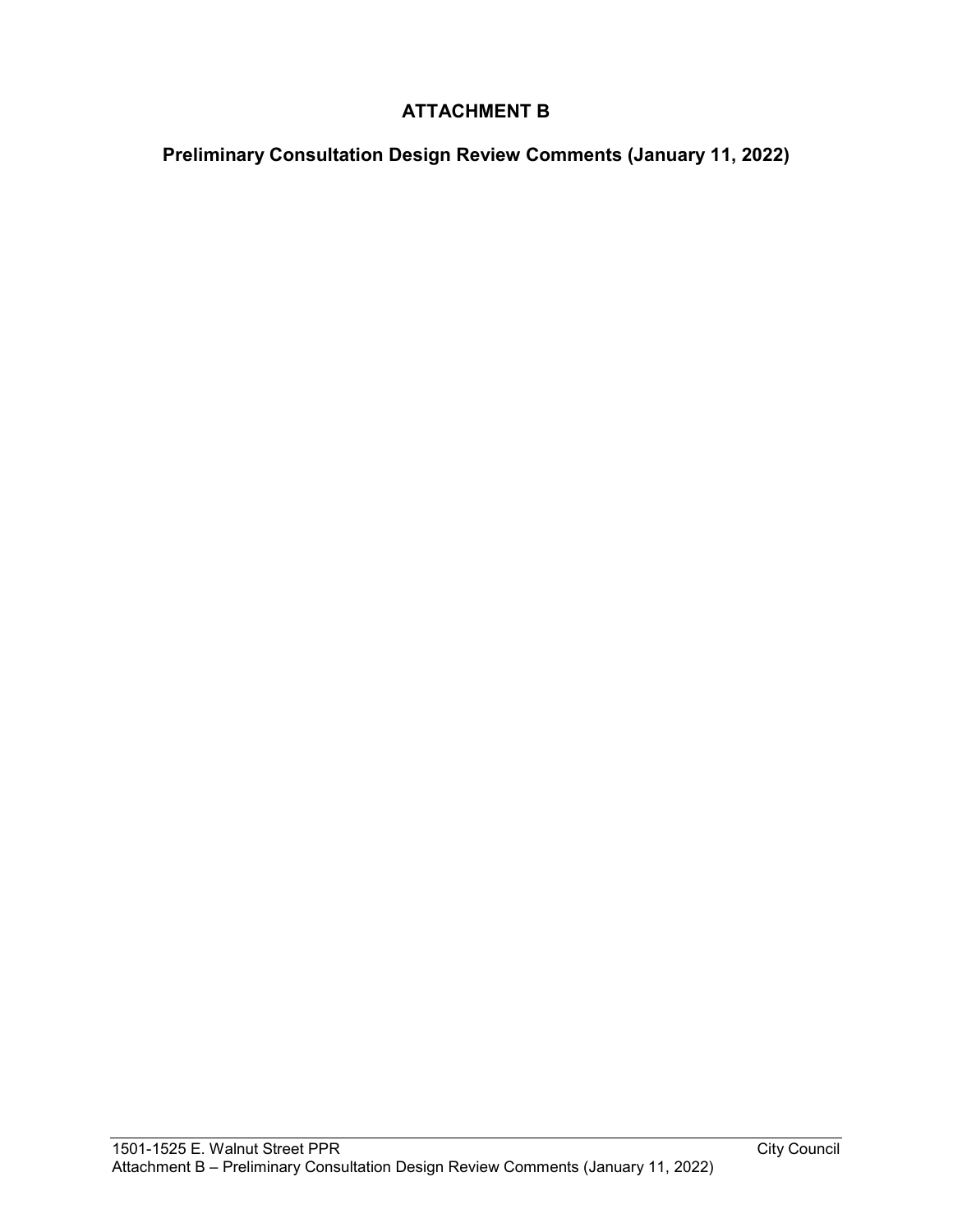# ATTACHMENT B

## Preliminary Consultation Design Review Comments (January 11, 2022)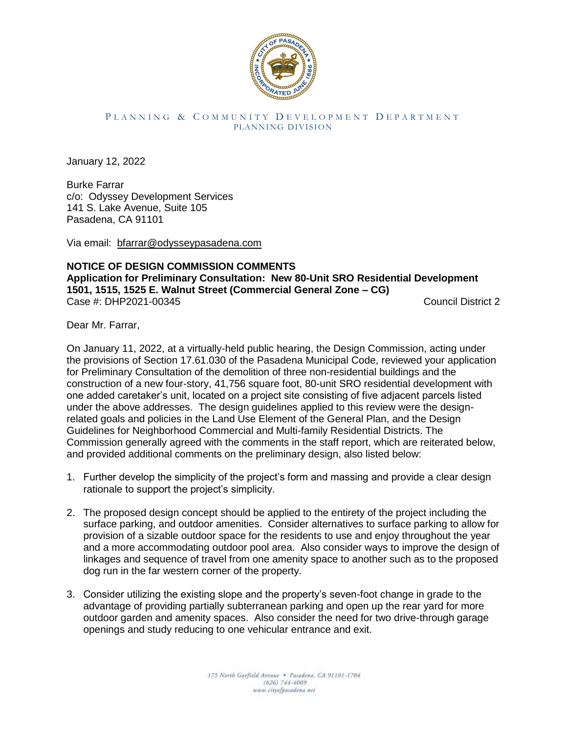PLANNING & COMMUNITY DEVELOPMENT DEPARTMENT
PLANNING DIVISION

January 12, 2022

Burke Farrar
c/o: Odyssey Development Services
141 S. Lake Avenue, Suite 105
Pasadena, CA 91101

Via email: bfarrar@odysseypasadena.com

**NOTICE OF DESIGN COMMISSION COMMENTS**
**Application for Preliminary Consultation: New 80-Unit SRO Residential Development**
**1501, 1515, 1525 E. Walnut Street (Commercial General Zone – CG)**
Case #: DHP2021-00345 Council District 2

Dear Mr. Farrar,

On January 11, 2022, at a virtually-held public hearing, the Design Commission, acting under the provisions of Section 17.61.030 of the Pasadena Municipal Code, reviewed your application for Preliminary Consultation of the demolition of three non-residential buildings and the construction of a new four-story, 41,756 square foot, 80-unit SRO residential development with one added caretaker's unit, located on a project site consisting of five adjacent parcels listed under the above addresses. The design guidelines applied to this review were the design-related goals and policies in the Land Use Element of the General Plan, and the Design Guidelines for Neighborhood Commercial and Multi-family Residential Districts. The Commission generally agreed with the comments in the staff report, which are reiterated below, and provided additional comments on the preliminary design, also listed below:

1. Further develop the simplicity of the project's form and massing and provide a clear design rationale to support the project's simplicity.

2. The proposed design concept should be applied to the entirety of the project including the surface parking, and outdoor amenities. Consider alternatives to surface parking to allow for provision of a sizable outdoor space for the residents to use and enjoy throughout the year and a more accommodating outdoor pool area. Also consider ways to improve the design of linkages and sequence of travel from one amenity space to another such as to the proposed dog run in the far western corner of the property.

3. Consider utilizing the existing slope and the property's seven-foot change in grade to the advantage of providing partially subterranean parking and open up the rear yard for more outdoor garden and amenity spaces. Also consider the need for two drive-through garage openings and study reducing to one vehicular entrance and exit.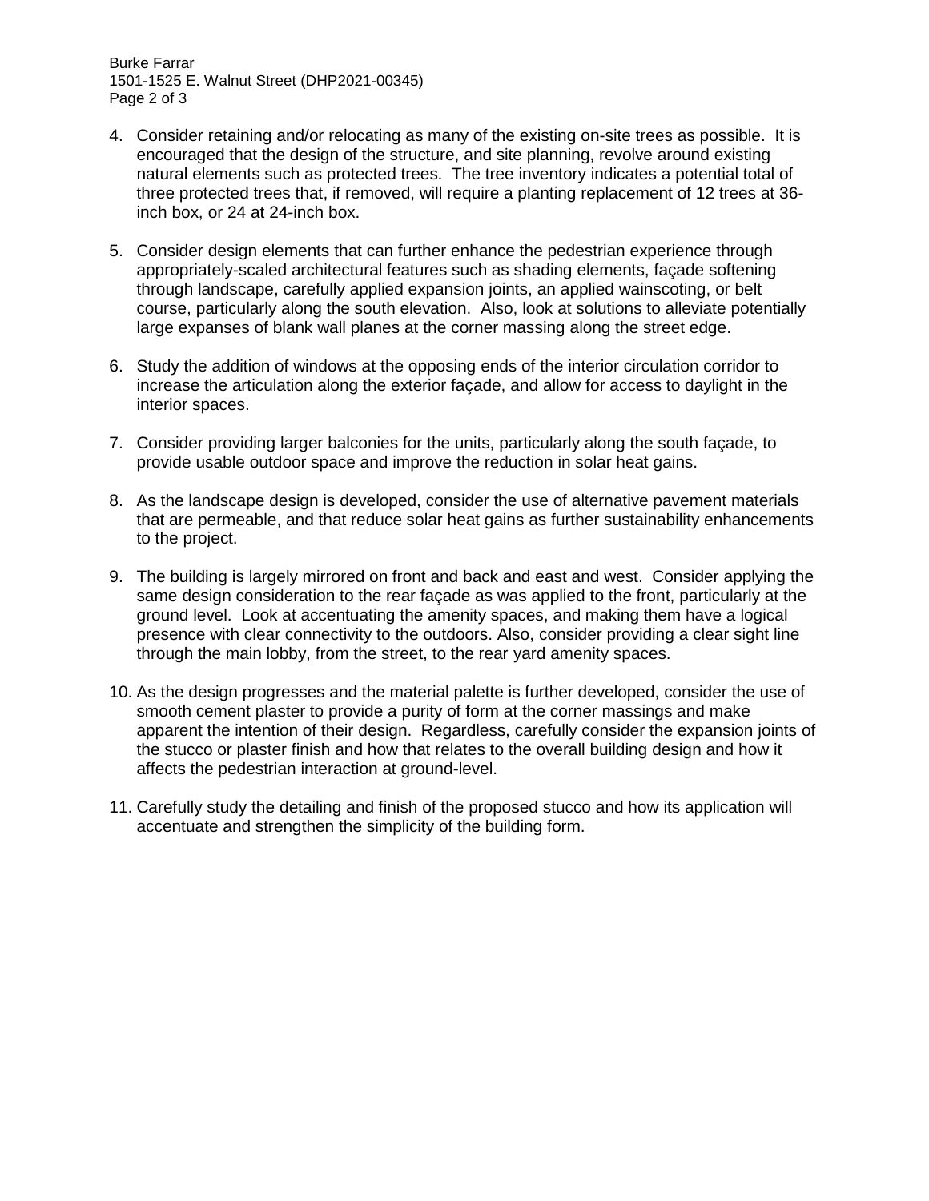4. Consider retaining and/or relocating as many of the existing on-site trees as possible. It is encouraged that the design of the structure, and site planning, revolve around existing natural elements such as protected trees. The tree inventory indicates a potential total of three protected trees that, if removed, will require a planting replacement of 12 trees at 36-inch box, or 24 at 24-inch box.

5. Consider design elements that can further enhance the pedestrian experience through appropriately-scaled architectural features such as shading elements, façade softening through landscape, carefully applied expansion joints, an applied wainscoting, or belt course, particularly along the south elevation. Also, look at solutions to alleviate potentially large expanses of blank wall planes at the corner massing along the street edge.

6. Study the addition of windows at the opposing ends of the interior circulation corridor to increase the articulation along the exterior façade, and allow for access to daylight in the interior spaces.

7. Consider providing larger balconies for the units, particularly along the south façade, to provide usable outdoor space and improve the reduction in solar heat gains.

8. As the landscape design is developed, consider the use of alternative pavement materials that are permeable, and that reduce solar heat gains as further sustainability enhancements to the project.

9. The building is largely mirrored on front and back and east and west. Consider applying the same design consideration to the rear façade as was applied to the front, particularly at the ground level. Look at accentuating the amenity spaces, and making them have a logical presence with clear connectivity to the outdoors. Also, consider providing a clear sight line through the main lobby, from the street, to the rear yard amenity spaces.

10. As the design progresses and the material palette is further developed, consider the use of smooth cement plaster to provide a purity of form at the corner massings and make apparent the intention of their design. Regardless, carefully consider the expansion joints of the stucco or plaster finish and how that relates to the overall building design and how it affects the pedestrian interaction at ground-level.

11. Carefully study the detailing and finish of the proposed stucco and how its application will accentuate and strengthen the simplicity of the building form.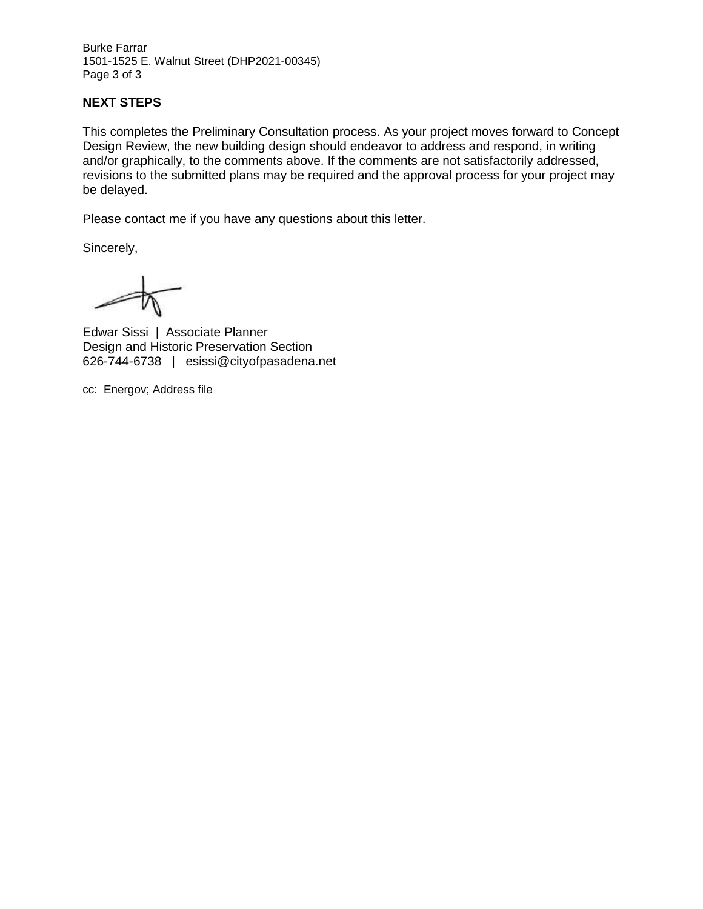## NEXT STEPS

This completes the Preliminary Consultation process. As your project moves forward to Concept Design Review, the new building design should endeavor to address and respond, in writing and/or graphically, to the comments above. If the comments are not satisfactorily addressed, revisions to the submitted plans may be required and the approval process for your project may be delayed.

Please contact me if you have any questions about this letter.

Sincerely,

Edwar Sissi | Associate Planner
Design and Historic Preservation Section
626-744-6738 | esissi@cityofpasadena.net

cc: Energov; Address file